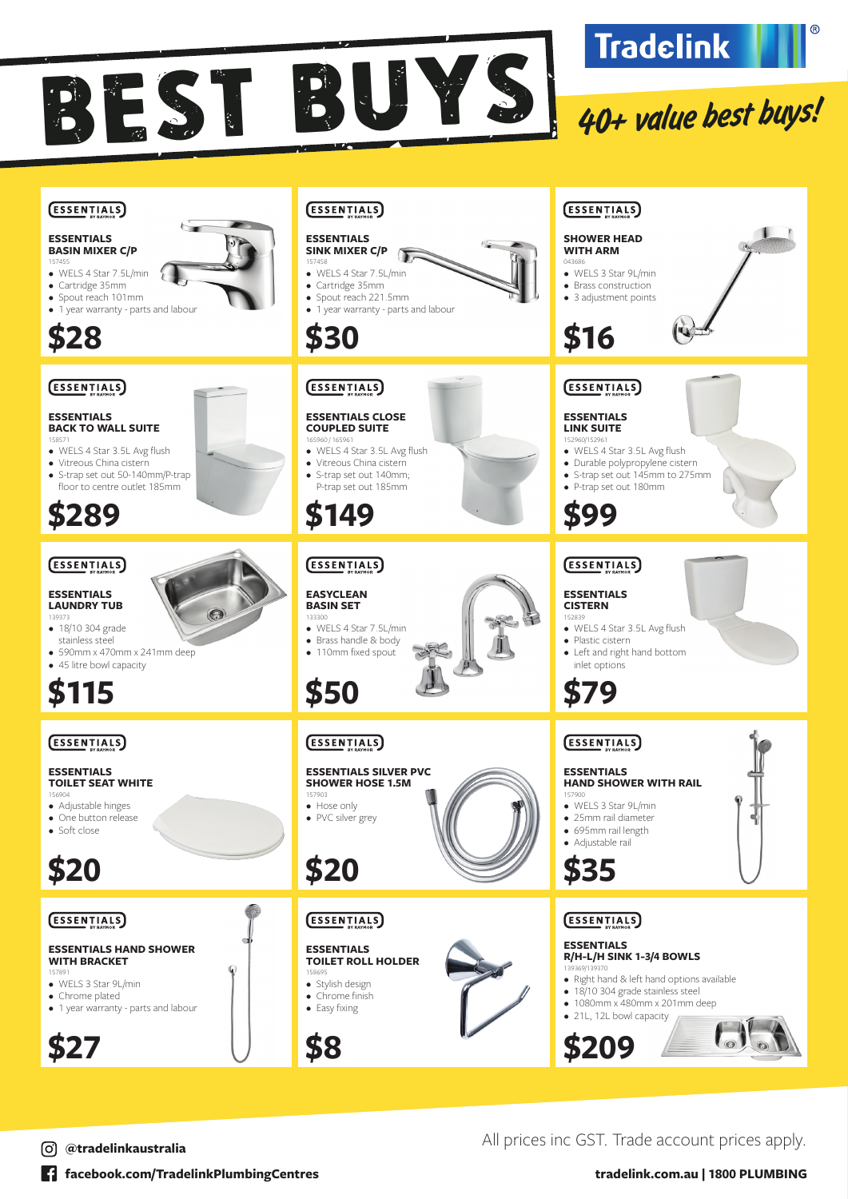# BEST BUYS

Tradelink

*40+ value best buys!*

### ESSENTIALS BASIN MIXER C/P
157455

- WELS 4 Star 7.5L/min
- Cartridge 35mm
- Spout reach 101mm
- 1 year warranty - parts and labour

**$28**

### ESSENTIALS SINK MIXER C/P
157458

- WELS 4 Star 7.5L/min
- Cartridge 35mm
- Spout reach 221.5mm
- 1 year warranty - parts and labour

**$30**

### SHOWER HEAD WITH ARM
043686

- WELS 3 Star 9L/min
- Brass construction
- 3 adjustment points

**$16**

### ESSENTIALS BACK TO WALL SUITE
158571

- WELS 4 Star 3.5L Avg flush
- Vitreous China cistern
- S-trap set out 50-140mm/P-trap floor to centre outlet 185mm

**$289**

### ESSENTIALS CLOSE COUPLED SUITE
165960 / 165961

- WELS 4 Star 3.5L Avg flush
- Vitreous China cistern
- S-trap set out 140mm; P-trap set out 185mm

**$149**

### ESSENTIALS LINK SUITE
152960|152961

- WELS 4 Star 3.5L Avg flush
- Durable polypropylene cistern
- S-trap set out 145mm to 275mm
- P-trap set out 180mm

**$99**

### ESSENTIALS LAUNDRY TUB
139373

- 18/10 304 grade stainless steel
- 590mm x 470mm x 241mm deep
- 45 litre bowl capacity

**$115**

### EASYCLEAN BASIN SET
133300

- WELS 4 Star 7.5L/min
- Brass handle & body
- 110mm fixed spout

**$50**

### ESSENTIALS CISTERN
152839

- WELS 4 Star 3.5L Avg flush
- Plastic cistern
- Left and right hand bottom inlet options

**$79**

### ESSENTIALS TOILET SEAT WHITE
156904

- Adjustable hinges
- One button release
- Soft close

**$20**

### ESSENTIALS SILVER PVC SHOWER HOSE 1.5M
157903

- Hose only
- PVC silver grey

**$20**

### ESSENTIALS HAND SHOWER WITH RAIL
157900

- WELS 3 Star 9L/min
- 25mm rail diameter
- 695mm rail length
- Adjustable rail

**$35**

### ESSENTIALS HAND SHOWER WITH BRACKET
157891

- WELS 3 Star 9L/min
- Chrome plated
- 1 year warranty - parts and labour

**$27**

### ESSENTIALS TOILET ROLL HOLDER
158695

- Stylish design
- Chrome finish
- Easy fixing

**$8**

### ESSENTIALS R/H-L/H SINK 1-3/4 BOWLS
139369|139370

- Right hand & left hand options available
- 18/10 304 grade stainless steel
- 1080mm x 480mm x 201mm deep
- 21L, 12L bowl capacity

**$209**

All prices inc GST. Trade account prices apply.

@tradelinkaustralia

facebook.com/TradelinkPlumbingCentres

tradelink.com.au | 1800 PLUMBING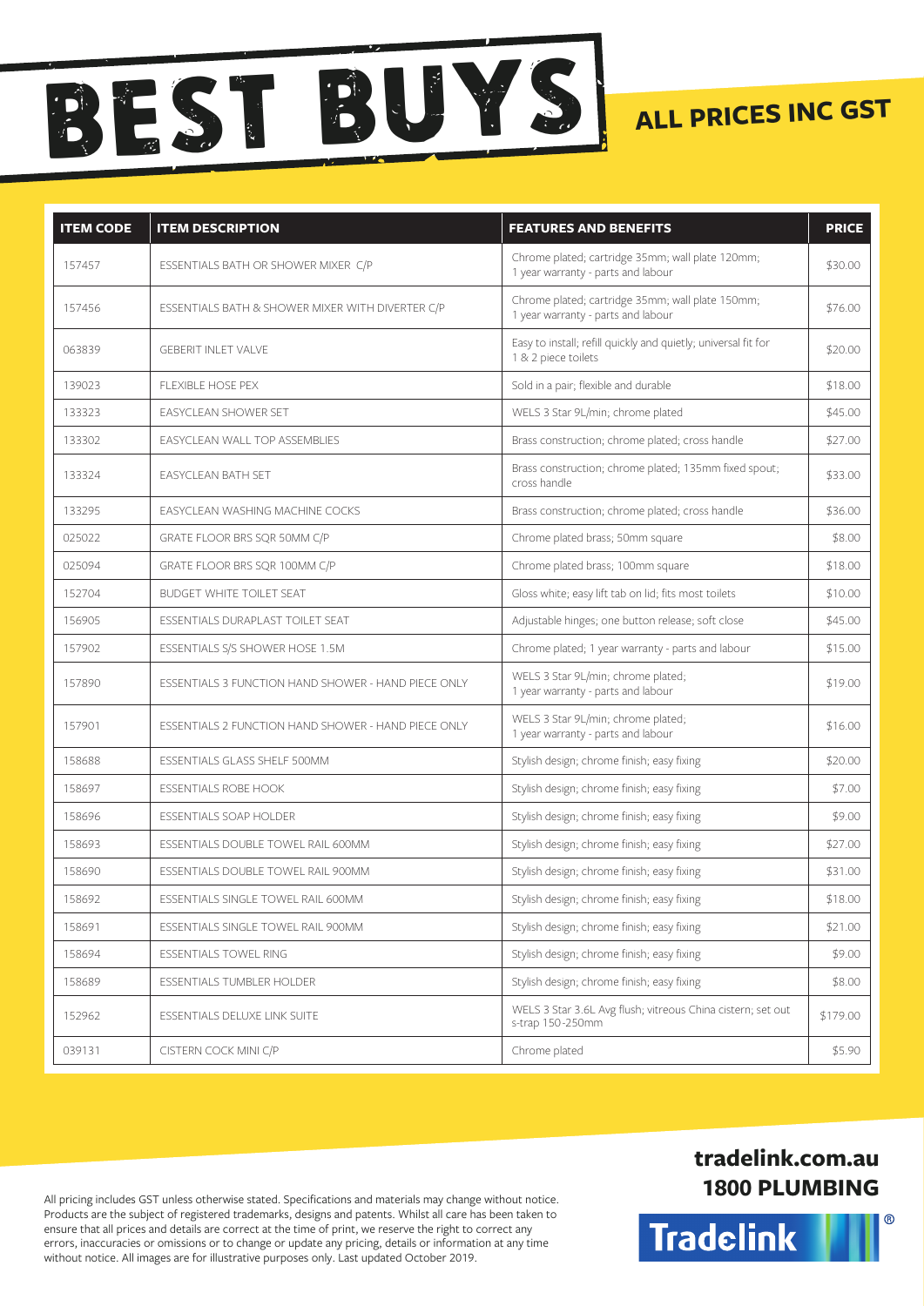# BEST BUYS

## ALL PRICES INC GST

| ITEM CODE | ITEM DESCRIPTION | FEATURES AND BENEFITS | PRICE |
|---|---|---|---|
| 157457 | ESSENTIALS BATH OR SHOWER MIXER C/P | Chrome plated; cartridge 35mm; wall plate 120mm; 1 year warranty - parts and labour | $30.00 |
| 157456 | ESSENTIALS BATH & SHOWER MIXER WITH DIVERTER C/P | Chrome plated; cartridge 35mm; wall plate 150mm; 1 year warranty - parts and labour | $76.00 |
| 063839 | GEBERIT INLET VALVE | Easy to install; refill quickly and quietly; universal fit for 1 & 2 piece toilets | $20.00 |
| 139023 | FLEXIBLE HOSE PEX | Sold in a pair; flexible and durable | $18.00 |
| 133323 | EASYCLEAN SHOWER SET | WELS 3 Star 9L/min; chrome plated | $45.00 |
| 133302 | EASYCLEAN WALL TOP ASSEMBLIES | Brass construction; chrome plated; cross handle | $27.00 |
| 133324 | EASYCLEAN BATH SET | Brass construction; chrome plated; 135mm fixed spout; cross handle | $33.00 |
| 133295 | EASYCLEAN WASHING MACHINE COCKS | Brass construction; chrome plated; cross handle | $36.00 |
| 025022 | GRATE FLOOR BRS SQR 50MM C/P | Chrome plated brass; 50mm square | $8.00 |
| 025094 | GRATE FLOOR BRS SQR 100MM C/P | Chrome plated brass; 100mm square | $18.00 |
| 152704 | BUDGET WHITE TOILET SEAT | Gloss white; easy lift tab on lid; fits most toilets | $10.00 |
| 156905 | ESSENTIALS DURAPLAST TOILET SEAT | Adjustable hinges; one button release; soft close | $45.00 |
| 157902 | ESSENTIALS S/S SHOWER HOSE 1.5M | Chrome plated; 1 year warranty - parts and labour | $15.00 |
| 157890 | ESSENTIALS 3 FUNCTION HAND SHOWER - HAND PIECE ONLY | WELS 3 Star 9L/min; chrome plated; 1 year warranty - parts and labour | $19.00 |
| 157901 | ESSENTIALS 2 FUNCTION HAND SHOWER - HAND PIECE ONLY | WELS 3 Star 9L/min; chrome plated; 1 year warranty - parts and labour | $16.00 |
| 158688 | ESSENTIALS GLASS SHELF 500MM | Stylish design; chrome finish; easy fixing | $20.00 |
| 158697 | ESSENTIALS ROBE HOOK | Stylish design; chrome finish; easy fixing | $7.00 |
| 158696 | ESSENTIALS SOAP HOLDER | Stylish design; chrome finish; easy fixing | $9.00 |
| 158693 | ESSENTIALS DOUBLE TOWEL RAIL 600MM | Stylish design; chrome finish; easy fixing | $27.00 |
| 158690 | ESSENTIALS DOUBLE TOWEL RAIL 900MM | Stylish design; chrome finish; easy fixing | $31.00 |
| 158692 | ESSENTIALS SINGLE TOWEL RAIL 600MM | Stylish design; chrome finish; easy fixing | $18.00 |
| 158691 | ESSENTIALS SINGLE TOWEL RAIL 900MM | Stylish design; chrome finish; easy fixing | $21.00 |
| 158694 | ESSENTIALS TOWEL RING | Stylish design; chrome finish; easy fixing | $9.00 |
| 158689 | ESSENTIALS TUMBLER HOLDER | Stylish design; chrome finish; easy fixing | $8.00 |
| 152962 | ESSENTIALS DELUXE LINK SUITE | WELS 3 Star 3.6L Avg flush; vitreous China cistern; set out s-trap 150-250mm | $179.00 |
| 039131 | CISTERN COCK MINI C/P | Chrome plated | $5.90 |

All pricing includes GST unless otherwise stated. Specifications and materials may change without notice. Products are the subject of registered trademarks, designs and patents. Whilst all care has been taken to ensure that all prices and details are correct at the time of print, we reserve the right to correct any errors, inaccuracies or omissions or to change or update any pricing, details or information at any time without notice. All images are for illustrative purposes only. Last updated October 2019.

**tradelink.com.au**
**1800 PLUMBING**

Tradelink®